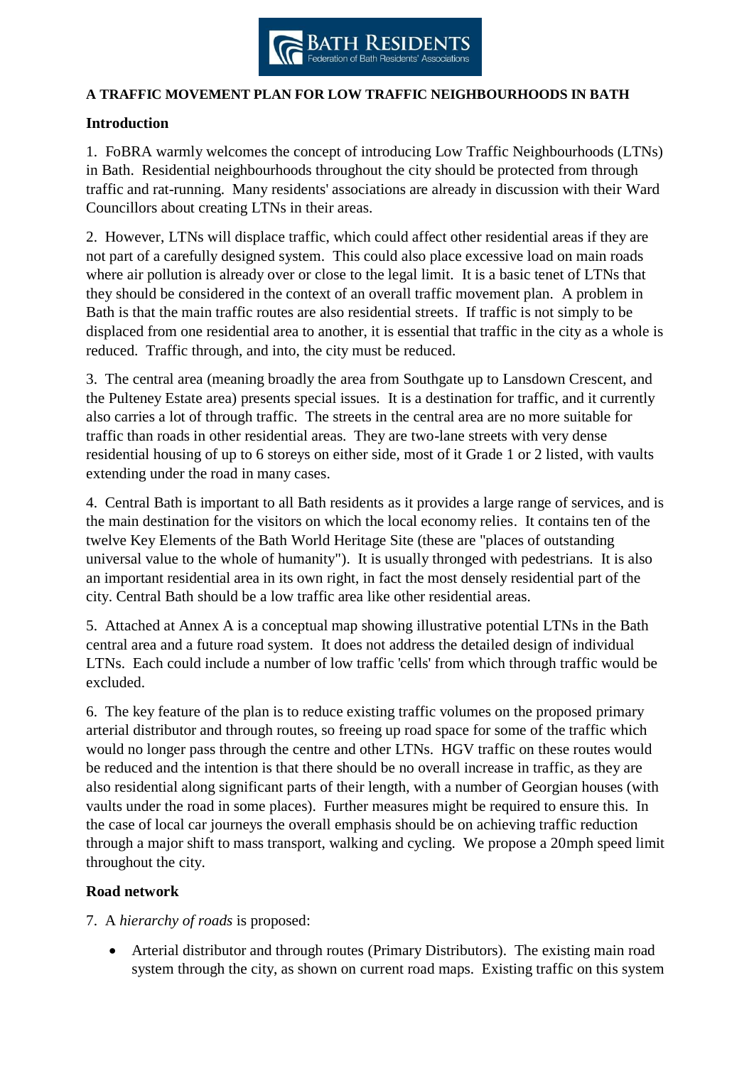BATH RESIDENTS
Federation of Bath Residents' Associations

**A TRAFFIC MOVEMENT PLAN FOR LOW TRAFFIC NEIGHBOURHOODS IN BATH**

**Introduction**

1. FoBRA warmly welcomes the concept of introducing Low Traffic Neighbourhoods (LTNs) in Bath. Residential neighbourhoods throughout the city should be protected from through traffic and rat-running. Many residents' associations are already in discussion with their Ward Councillors about creating LTNs in their areas.

2. However, LTNs will displace traffic, which could affect other residential areas if they are not part of a carefully designed system. This could also place excessive load on main roads where air pollution is already over or close to the legal limit. It is a basic tenet of LTNs that they should be considered in the context of an overall traffic movement plan. A problem in Bath is that the main traffic routes are also residential streets. If traffic is not simply to be displaced from one residential area to another, it is essential that traffic in the city as a whole is reduced. Traffic through, and into, the city must be reduced.

3. The central area (meaning broadly the area from Southgate up to Lansdown Crescent, and the Pulteney Estate area) presents special issues. It is a destination for traffic, and it currently also carries a lot of through traffic. The streets in the central area are no more suitable for traffic than roads in other residential areas. They are two-lane streets with very dense residential housing of up to 6 storeys on either side, most of it Grade 1 or 2 listed, with vaults extending under the road in many cases.

4. Central Bath is important to all Bath residents as it provides a large range of services, and is the main destination for the visitors on which the local economy relies. It contains ten of the twelve Key Elements of the Bath World Heritage Site (these are "places of outstanding universal value to the whole of humanity"). It is usually thronged with pedestrians. It is also an important residential area in its own right, in fact the most densely residential part of the city. Central Bath should be a low traffic area like other residential areas.

5. Attached at Annex A is a conceptual map showing illustrative potential LTNs in the Bath central area and a future road system. It does not address the detailed design of individual LTNs. Each could include a number of low traffic 'cells' from which through traffic would be excluded.

6. The key feature of the plan is to reduce existing traffic volumes on the proposed primary arterial distributor and through routes, so freeing up road space for some of the traffic which would no longer pass through the centre and other LTNs. HGV traffic on these routes would be reduced and the intention is that there should be no overall increase in traffic, as they are also residential along significant parts of their length, with a number of Georgian houses (with vaults under the road in some places). Further measures might be required to ensure this. In the case of local car journeys the overall emphasis should be on achieving traffic reduction through a major shift to mass transport, walking and cycling. We propose a 20mph speed limit throughout the city.

**Road network**

7. A *hierarchy of roads* is proposed:

- Arterial distributor and through routes (Primary Distributors). The existing main road system through the city, as shown on current road maps. Existing traffic on this system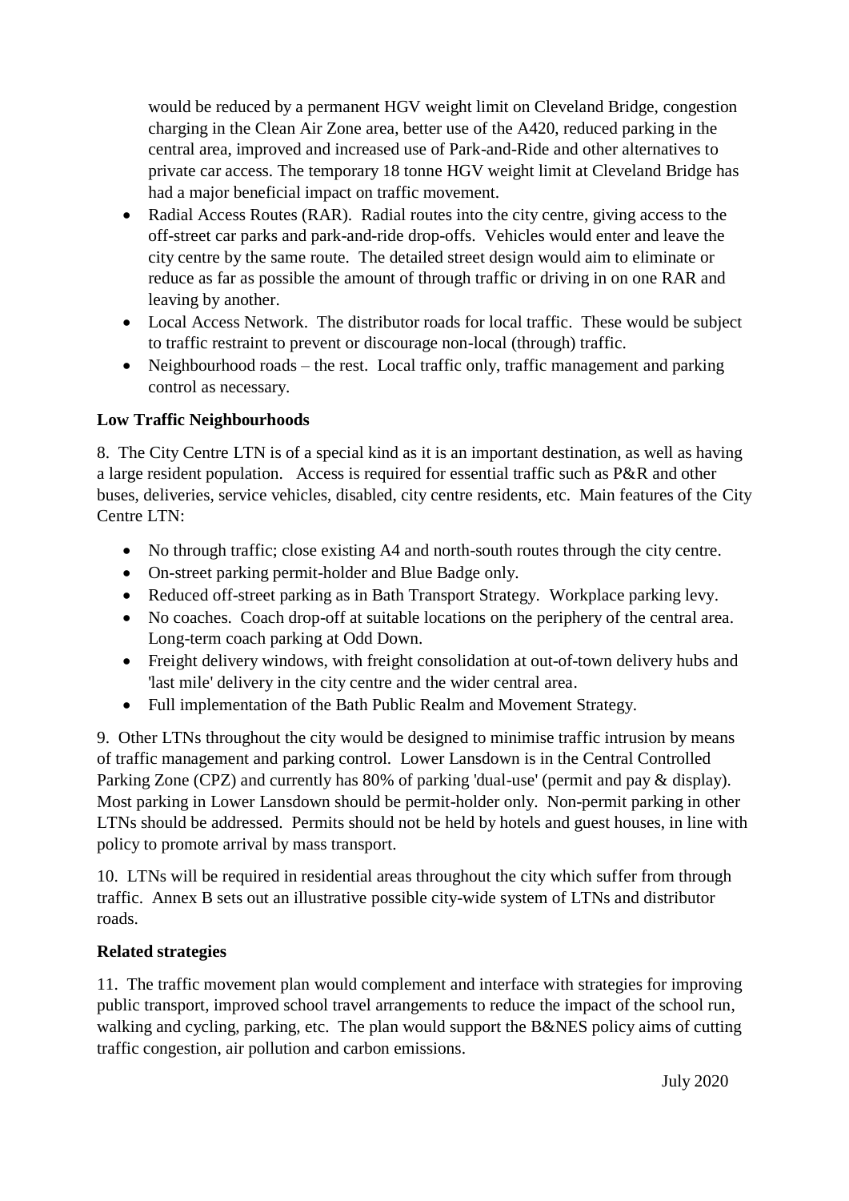would be reduced by a permanent HGV weight limit on Cleveland Bridge, congestion charging in the Clean Air Zone area, better use of the A420, reduced parking in the central area, improved and increased use of Park-and-Ride and other alternatives to private car access. The temporary 18 tonne HGV weight limit at Cleveland Bridge has had a major beneficial impact on traffic movement.

- Radial Access Routes (RAR). Radial routes into the city centre, giving access to the off-street car parks and park-and-ride drop-offs. Vehicles would enter and leave the city centre by the same route. The detailed street design would aim to eliminate or reduce as far as possible the amount of through traffic or driving in on one RAR and leaving by another.
- Local Access Network. The distributor roads for local traffic. These would be subject to traffic restraint to prevent or discourage non-local (through) traffic.
- Neighbourhood roads – the rest. Local traffic only, traffic management and parking control as necessary.

**Low Traffic Neighbourhoods**

8. The City Centre LTN is of a special kind as it is an important destination, as well as having a large resident population. Access is required for essential traffic such as P&R and other buses, deliveries, service vehicles, disabled, city centre residents, etc. Main features of the City Centre LTN:

- No through traffic; close existing A4 and north-south routes through the city centre.
- On-street parking permit-holder and Blue Badge only.
- Reduced off-street parking as in Bath Transport Strategy. Workplace parking levy.
- No coaches. Coach drop-off at suitable locations on the periphery of the central area. Long-term coach parking at Odd Down.
- Freight delivery windows, with freight consolidation at out-of-town delivery hubs and 'last mile' delivery in the city centre and the wider central area.
- Full implementation of the Bath Public Realm and Movement Strategy.

9. Other LTNs throughout the city would be designed to minimise traffic intrusion by means of traffic management and parking control. Lower Lansdown is in the Central Controlled Parking Zone (CPZ) and currently has 80% of parking 'dual-use' (permit and pay & display). Most parking in Lower Lansdown should be permit-holder only. Non-permit parking in other LTNs should be addressed. Permits should not be held by hotels and guest houses, in line with policy to promote arrival by mass transport.

10. LTNs will be required in residential areas throughout the city which suffer from through traffic. Annex B sets out an illustrative possible city-wide system of LTNs and distributor roads.

**Related strategies**

11. The traffic movement plan would complement and interface with strategies for improving public transport, improved school travel arrangements to reduce the impact of the school run, walking and cycling, parking, etc. The plan would support the B&NES policy aims of cutting traffic congestion, air pollution and carbon emissions.

July 2020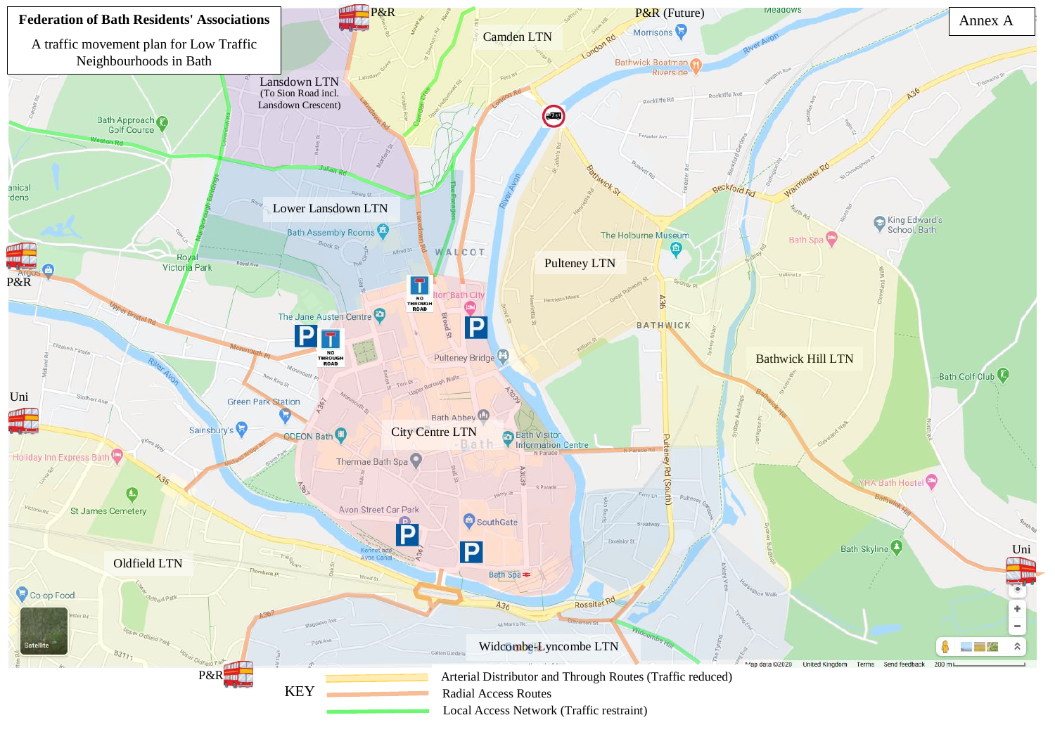# Federation of Bath Residents' Associations

A traffic movement plan for Low Traffic Neighbourhoods in Bath

Annex A

- Lansdown LTN (To Sion Road incl. Lansdown Crescent)
- Camden LTN
- Lower Lansdown LTN
- Pulteney LTN
- Bathwick Hill LTN
- City Centre LTN
- Oldfield LTN
- Widcombe-Lyncombe LTN

P&R · P&R (Future) · P&R · P&R · Uni · Uni

NO THROUGH ROAD

**KEY**

- Arterial Distributor and Through Routes (Traffic reduced)
- Radial Access Routes
- Local Access Network (Traffic restraint)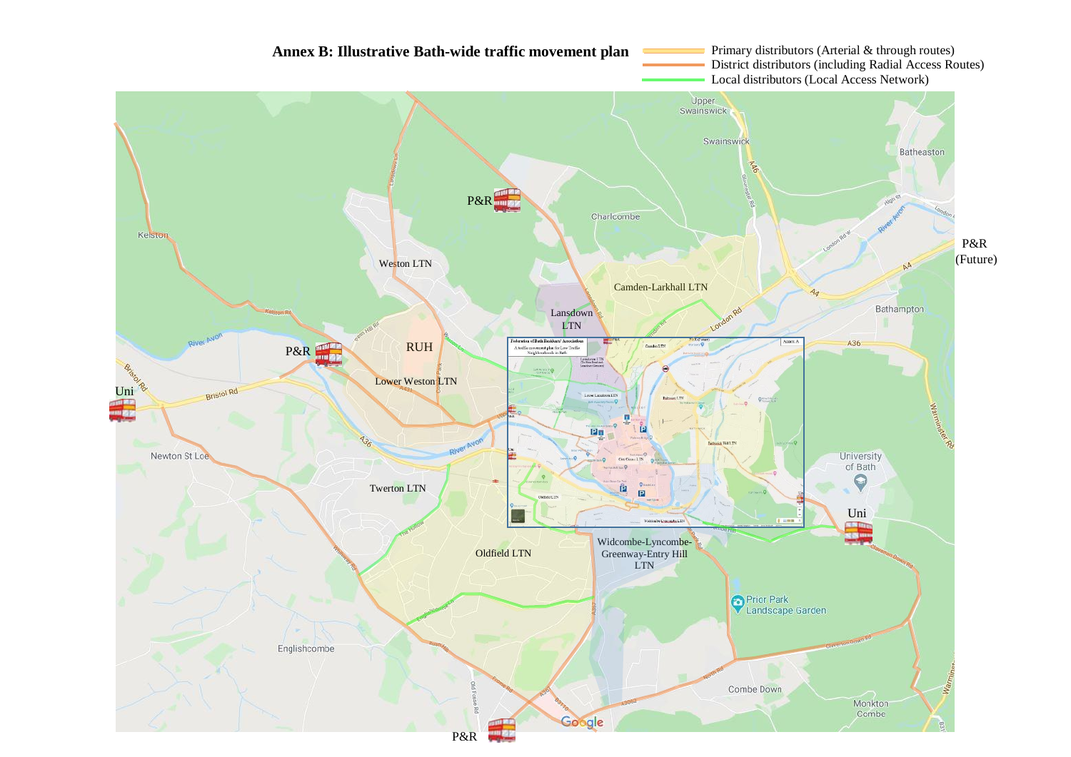**Annex B: Illustrative Bath-wide traffic movement plan**

Primary distributors (Arterial & through routes)
District distributors (including Radial Access Routes)
Local distributors (Local Access Network)

P&R

Weston LTN

Camden-Larkhall LTN

Lansdown LTN

P&R (Future)

P&R

RUH

Lower Weston LTN

Uni

Twerton LTN

Oldfield LTN

Widcombe-Lyncombe-Greenway-Entry Hill LTN

Uni

P&R